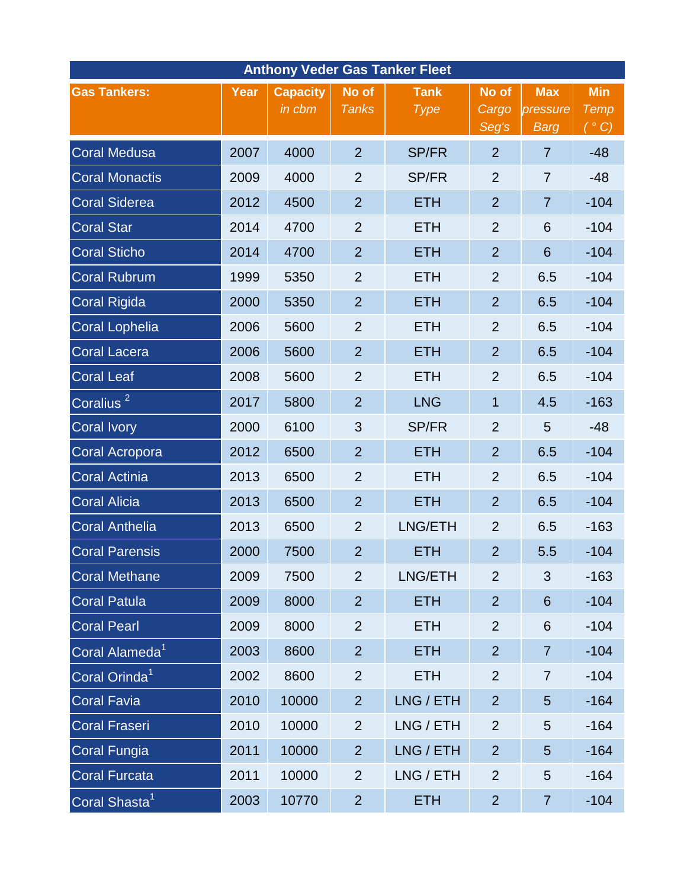| Anthony Veder Gas Tanker Fleet | | | | | | | |
|---|---|---|---|---|---|---|---|
| **Gas Tankers:** | **Year** | **Capacity** *in cbm* | **No of** *Tanks* | **Tank** *Type* | **No of** *Cargo Seg's* | **Max** *pressure Barg* | **Min** *Temp (°C)* |
| Coral Medusa | 2007 | 4000 | 2 | SP/FR | 2 | 7 | -48 |
| Coral Monactis | 2009 | 4000 | 2 | SP/FR | 2 | 7 | -48 |
| Coral Siderea | 2012 | 4500 | 2 | ETH | 2 | 7 | -104 |
| Coral Star | 2014 | 4700 | 2 | ETH | 2 | 6 | -104 |
| Coral Sticho | 2014 | 4700 | 2 | ETH | 2 | 6 | -104 |
| Coral Rubrum | 1999 | 5350 | 2 | ETH | 2 | 6.5 | -104 |
| Coral Rigida | 2000 | 5350 | 2 | ETH | 2 | 6.5 | -104 |
| Coral Lophelia | 2006 | 5600 | 2 | ETH | 2 | 6.5 | -104 |
| Coral Lacera | 2006 | 5600 | 2 | ETH | 2 | 6.5 | -104 |
| Coral Leaf | 2008 | 5600 | 2 | ETH | 2 | 6.5 | -104 |
| Coralius [2] | 2017 | 5800 | 2 | LNG | 1 | 4.5 | -163 |
| Coral Ivory | 2000 | 6100 | 3 | SP/FR | 2 | 5 | -48 |
| Coral Acropora | 2012 | 6500 | 2 | ETH | 2 | 6.5 | -104 |
| Coral Actinia | 2013 | 6500 | 2 | ETH | 2 | 6.5 | -104 |
| Coral Alicia | 2013 | 6500 | 2 | ETH | 2 | 6.5 | -104 |
| Coral Anthelia | 2013 | 6500 | 2 | LNG/ETH | 2 | 6.5 | -163 |
| Coral Parensis | 2000 | 7500 | 2 | ETH | 2 | 5.5 | -104 |
| Coral Methane | 2009 | 7500 | 2 | LNG/ETH | 2 | 3 | -163 |
| Coral Patula | 2009 | 8000 | 2 | ETH | 2 | 6 | -104 |
| Coral Pearl | 2009 | 8000 | 2 | ETH | 2 | 6 | -104 |
| Coral Alameda[1] | 2003 | 8600 | 2 | ETH | 2 | 7 | -104 |
| Coral Orinda[1] | 2002 | 8600 | 2 | ETH | 2 | 7 | -104 |
| Coral Favia | 2010 | 10000 | 2 | LNG / ETH | 2 | 5 | -164 |
| Coral Fraseri | 2010 | 10000 | 2 | LNG / ETH | 2 | 5 | -164 |
| Coral Fungia | 2011 | 10000 | 2 | LNG / ETH | 2 | 5 | -164 |
| Coral Furcata | 2011 | 10000 | 2 | LNG / ETH | 2 | 5 | -164 |
| Coral Shasta[1] | 2003 | 10770 | 2 | ETH | 2 | 7 | -104 |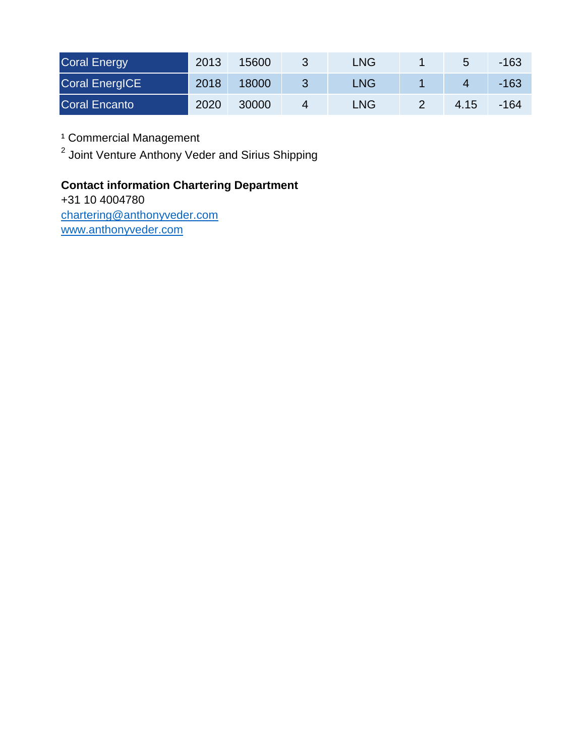| | | | | | | | |
|---|---|---|---|---|---|---|---|
| Coral Energy | 2013 | 15600 | 3 | LNG | 1 | 5 | -163 |
| Coral EnergICE | 2018 | 18000 | 3 | LNG | 1 | 4 | -163 |
| Coral Encanto | 2020 | 30000 | 4 | LNG | 2 | 4.15 | -164 |

[1] Commercial Management

[2] Joint Venture Anthony Veder and Sirius Shipping

**Contact information Chartering Department**

+31 10 4004780

chartering@anthonyveder.com

www.anthonyveder.com